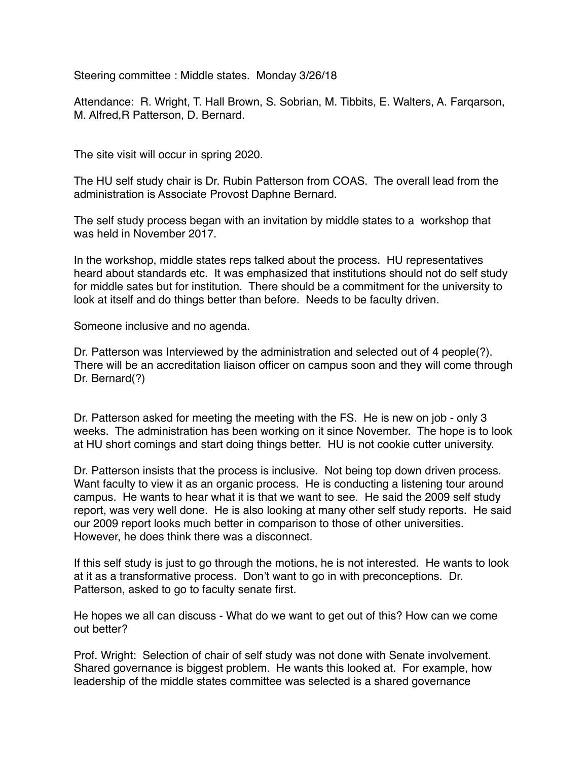Steering committee : Middle states. Monday 3/26/18

Attendance: R. Wright, T. Hall Brown, S. Sobrian, M. Tibbits, E. Walters, A. Farqarson, M. Alfred,R Patterson, D. Bernard.

The site visit will occur in spring 2020.

The HU self study chair is Dr. Rubin Patterson from COAS. The overall lead from the administration is Associate Provost Daphne Bernard.

The self study process began with an invitation by middle states to a workshop that was held in November 2017.

In the workshop, middle states reps talked about the process. HU representatives heard about standards etc. It was emphasized that institutions should not do self study for middle sates but for institution. There should be a commitment for the university to look at itself and do things better than before. Needs to be faculty driven.

Someone inclusive and no agenda.

Dr. Patterson was Interviewed by the administration and selected out of 4 people(?). There will be an accreditation liaison officer on campus soon and they will come through Dr. Bernard(?)

Dr. Patterson asked for meeting the meeting with the FS. He is new on job - only 3 weeks. The administration has been working on it since November. The hope is to look at HU short comings and start doing things better. HU is not cookie cutter university.

Dr. Patterson insists that the process is inclusive. Not being top down driven process. Want faculty to view it as an organic process. He is conducting a listening tour around campus. He wants to hear what it is that we want to see. He said the 2009 self study report, was very well done. He is also looking at many other self study reports. He said our 2009 report looks much better in comparison to those of other universities. However, he does think there was a disconnect.

If this self study is just to go through the motions, he is not interested. He wants to look at it as a transformative process. Don't want to go in with preconceptions. Dr. Patterson, asked to go to faculty senate first.

He hopes we all can discuss - What do we want to get out of this? How can we come out better?

Prof. Wright: Selection of chair of self study was not done with Senate involvement. Shared governance is biggest problem. He wants this looked at. For example, how leadership of the middle states committee was selected is a shared governance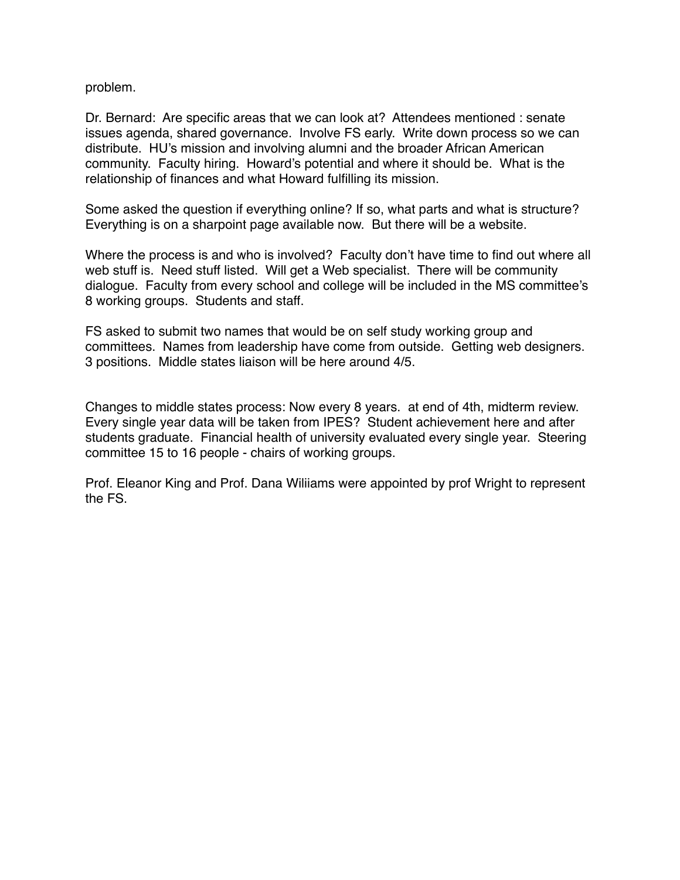problem.

Dr. Bernard: Are specific areas that we can look at? Attendees mentioned : senate issues agenda, shared governance. Involve FS early. Write down process so we can distribute. HU's mission and involving alumni and the broader African American community. Faculty hiring. Howard's potential and where it should be. What is the relationship of finances and what Howard fulfilling its mission.

Some asked the question if everything online? If so, what parts and what is structure? Everything is on a sharpoint page available now. But there will be a website.

Where the process is and who is involved? Faculty don't have time to find out where all web stuff is. Need stuff listed. Will get a Web specialist. There will be community dialogue. Faculty from every school and college will be included in the MS committee's 8 working groups. Students and staff.

FS asked to submit two names that would be on self study working group and committees. Names from leadership have come from outside. Getting web designers. 3 positions. Middle states liaison will be here around 4/5.

Changes to middle states process: Now every 8 years. at end of 4th, midterm review. Every single year data will be taken from IPES? Student achievement here and after students graduate. Financial health of university evaluated every single year. Steering committee 15 to 16 people - chairs of working groups.

Prof. Eleanor King and Prof. Dana Wiliiams were appointed by prof Wright to represent the FS.